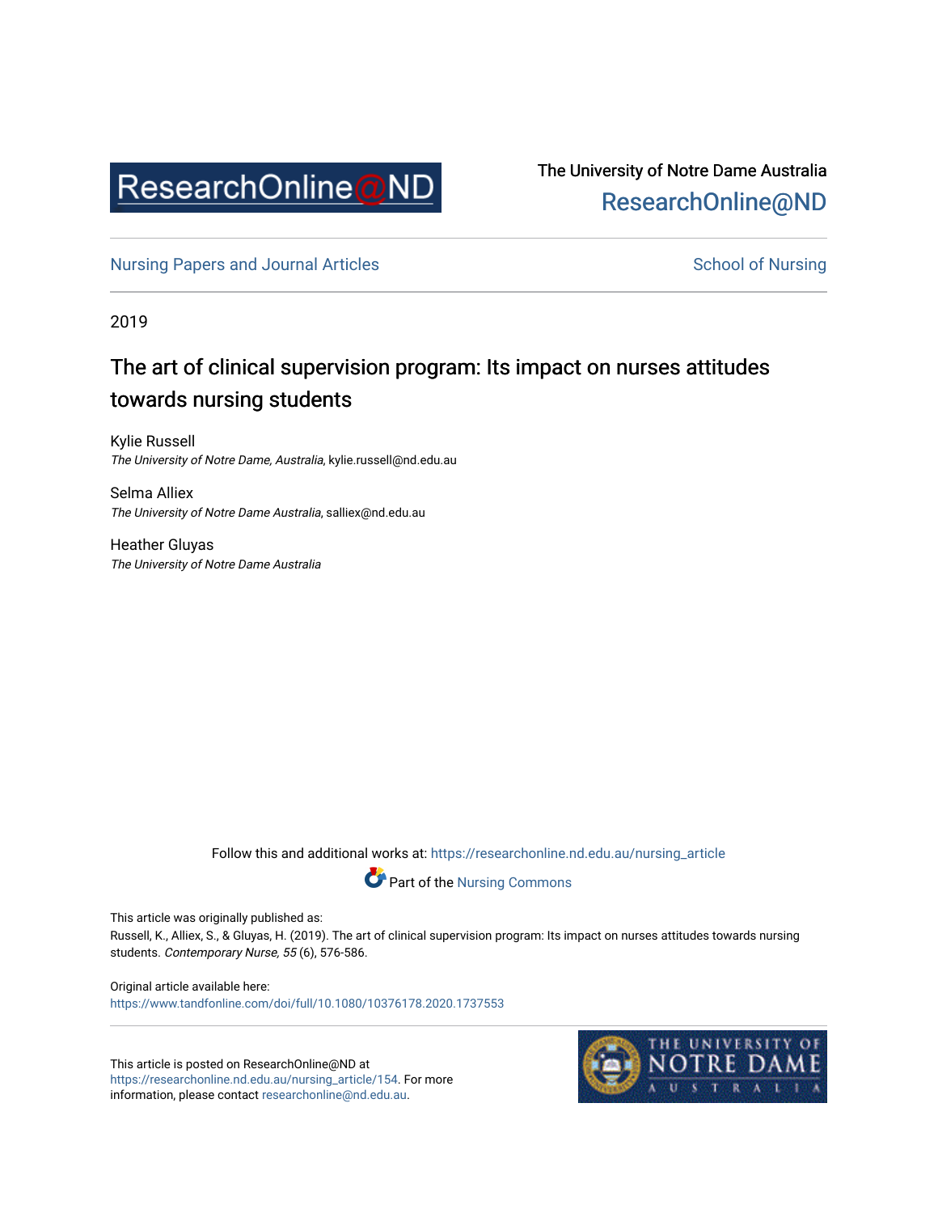ResearchOnline@ND

The University of Notre Dame Australia
ResearchOnline@ND

Nursing Papers and Journal Articles | School of Nursing

2019

# The art of clinical supervision program: Its impact on nurses attitudes towards nursing students

Kylie Russell
*The University of Notre Dame, Australia*, kylie.russell@nd.edu.au

Selma Alliex
*The University of Notre Dame Australia*, salliex@nd.edu.au

Heather Gluyas
*The University of Notre Dame Australia*

Follow this and additional works at: https://researchonline.nd.edu.au/nursing_article

Part of the Nursing Commons

This article was originally published as:
Russell, K., Alliex, S., & Gluyas, H. (2019). The art of clinical supervision program: Its impact on nurses attitudes towards nursing students. *Contemporary Nurse, 55* (6), 576-586.

Original article available here:
https://www.tandfonline.com/doi/full/10.1080/10376178.2020.1737553

This article is posted on ResearchOnline@ND at https://researchonline.nd.edu.au/nursing_article/154. For more information, please contact researchonline@nd.edu.au.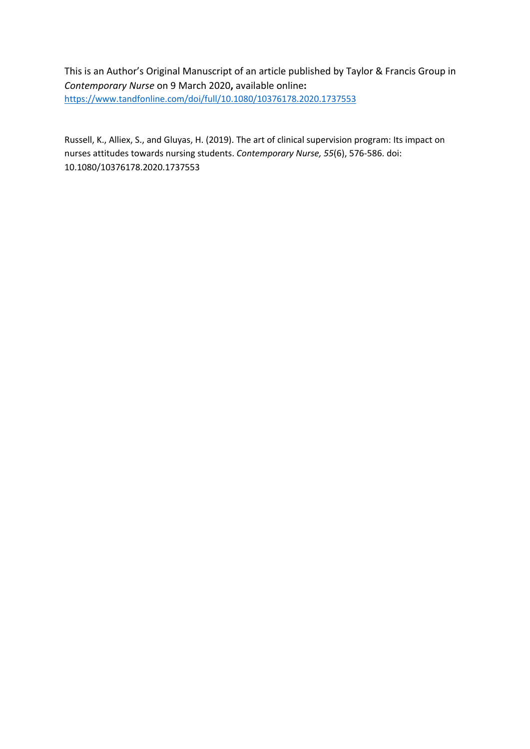This is an Author's Original Manuscript of an article published by Taylor & Francis Group in *Contemporary Nurse* on 9 March 2020**,** available online**:** https://www.tandfonline.com/doi/full/10.1080/10376178.2020.1737553

Russell, K., Alliex, S., and Gluyas, H. (2019). The art of clinical supervision program: Its impact on nurses attitudes towards nursing students. *Contemporary Nurse, 55*(6), 576-586. doi: 10.1080/10376178.2020.1737553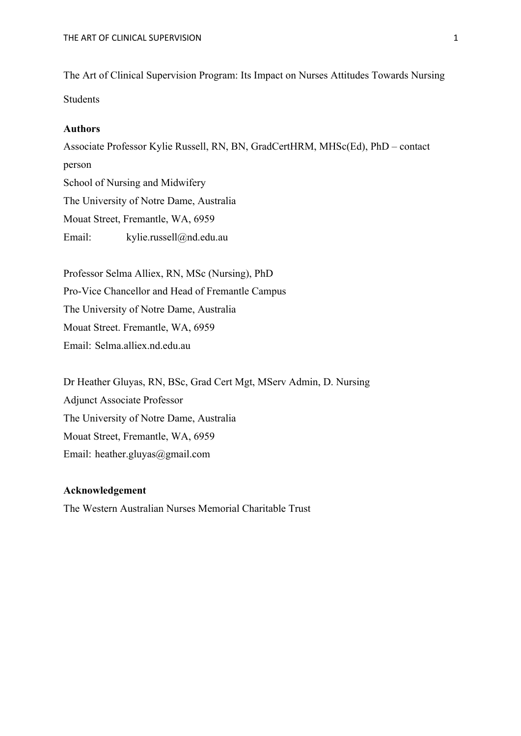The Art of Clinical Supervision Program: Its Impact on Nurses Attitudes Towards Nursing Students

**Authors**

Associate Professor Kylie Russell, RN, BN, GradCertHRM, MHSc(Ed), PhD – contact person
School of Nursing and Midwifery
The University of Notre Dame, Australia
Mouat Street, Fremantle, WA, 6959
Email: kylie.russell@nd.edu.au

Professor Selma Alliex, RN, MSc (Nursing), PhD
Pro-Vice Chancellor and Head of Fremantle Campus
The University of Notre Dame, Australia
Mouat Street. Fremantle, WA, 6959
Email: Selma.alliex.nd.edu.au

Dr Heather Gluyas, RN, BSc, Grad Cert Mgt, MServ Admin, D. Nursing
Adjunct Associate Professor
The University of Notre Dame, Australia
Mouat Street, Fremantle, WA, 6959
Email: heather.gluyas@gmail.com

**Acknowledgement**

The Western Australian Nurses Memorial Charitable Trust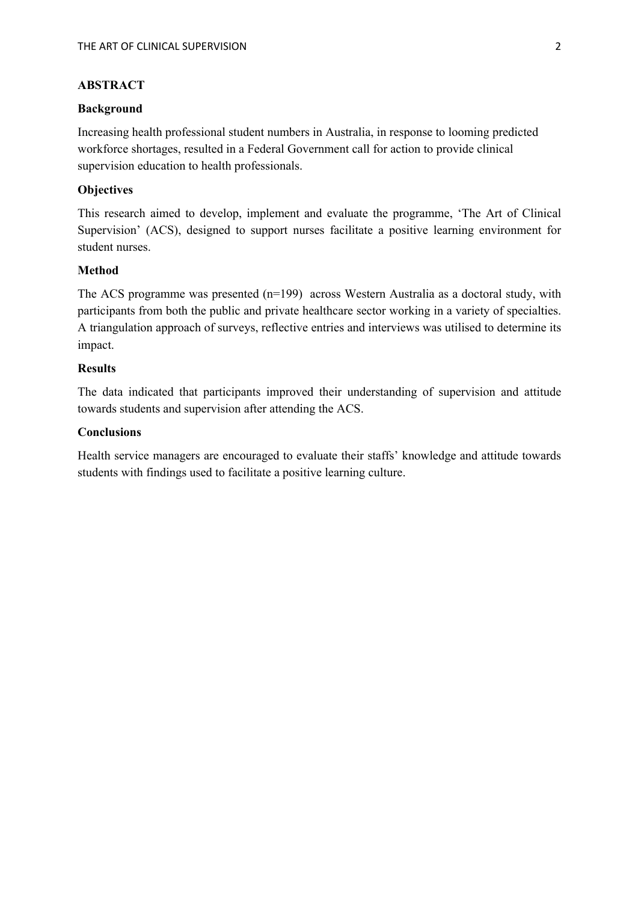## ABSTRACT

### Background

Increasing health professional student numbers in Australia, in response to looming predicted workforce shortages, resulted in a Federal Government call for action to provide clinical supervision education to health professionals.

### Objectives

This research aimed to develop, implement and evaluate the programme, 'The Art of Clinical Supervision' (ACS), designed to support nurses facilitate a positive learning environment for student nurses.

### Method

The ACS programme was presented (n=199) across Western Australia as a doctoral study, with participants from both the public and private healthcare sector working in a variety of specialties. A triangulation approach of surveys, reflective entries and interviews was utilised to determine its impact.

### Results

The data indicated that participants improved their understanding of supervision and attitude towards students and supervision after attending the ACS.

### Conclusions

Health service managers are encouraged to evaluate their staffs' knowledge and attitude towards students with findings used to facilitate a positive learning culture.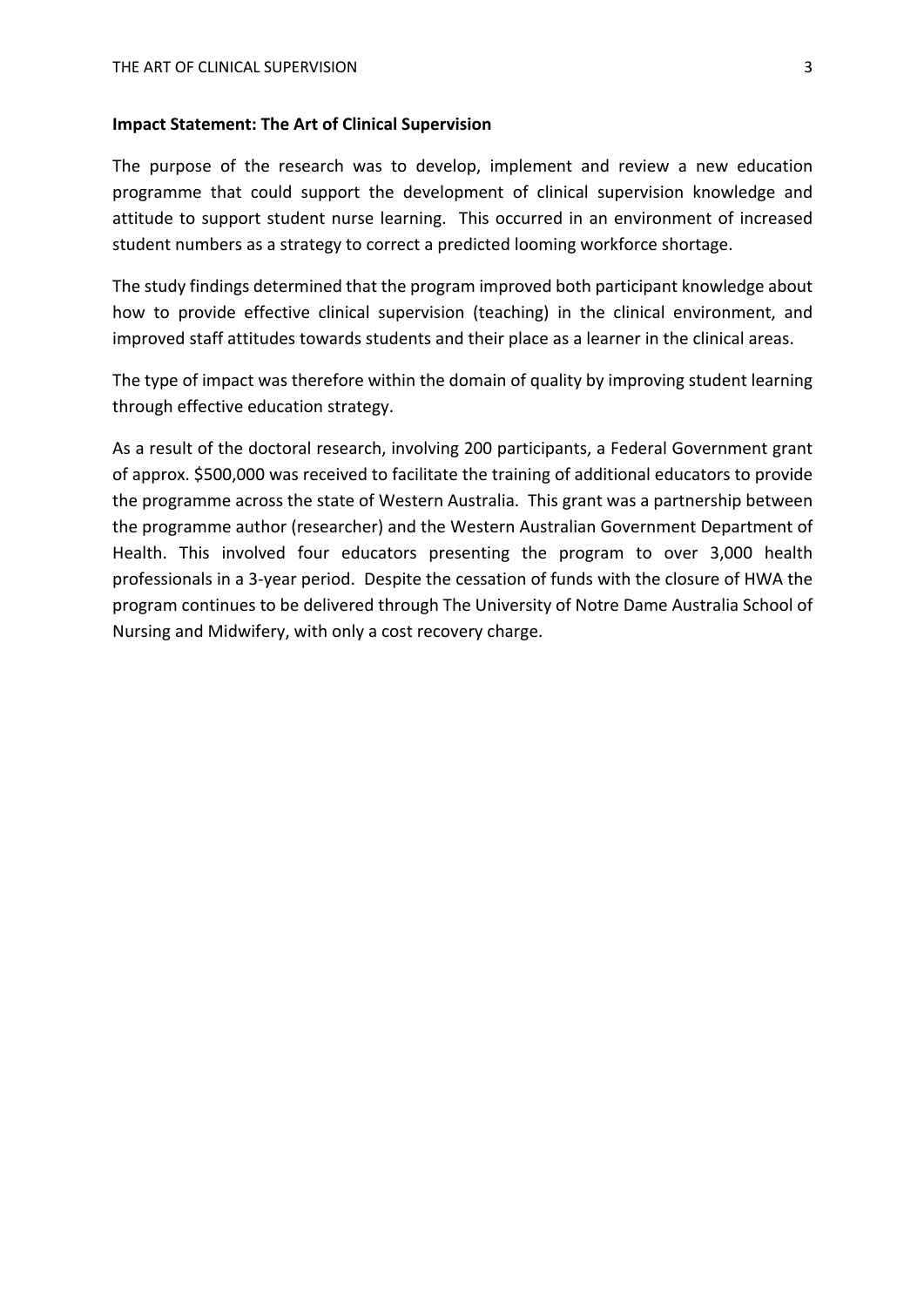**Impact Statement: The Art of Clinical Supervision**

The purpose of the research was to develop, implement and review a new education programme that could support the development of clinical supervision knowledge and attitude to support student nurse learning. This occurred in an environment of increased student numbers as a strategy to correct a predicted looming workforce shortage.

The study findings determined that the program improved both participant knowledge about how to provide effective clinical supervision (teaching) in the clinical environment, and improved staff attitudes towards students and their place as a learner in the clinical areas.

The type of impact was therefore within the domain of quality by improving student learning through effective education strategy.

As a result of the doctoral research, involving 200 participants, a Federal Government grant of approx. $500,000 was received to facilitate the training of additional educators to provide the programme across the state of Western Australia. This grant was a partnership between the programme author (researcher) and the Western Australian Government Department of Health. This involved four educators presenting the program to over 3,000 health professionals in a 3-year period. Despite the cessation of funds with the closure of HWA the program continues to be delivered through The University of Notre Dame Australia School of Nursing and Midwifery, with only a cost recovery charge.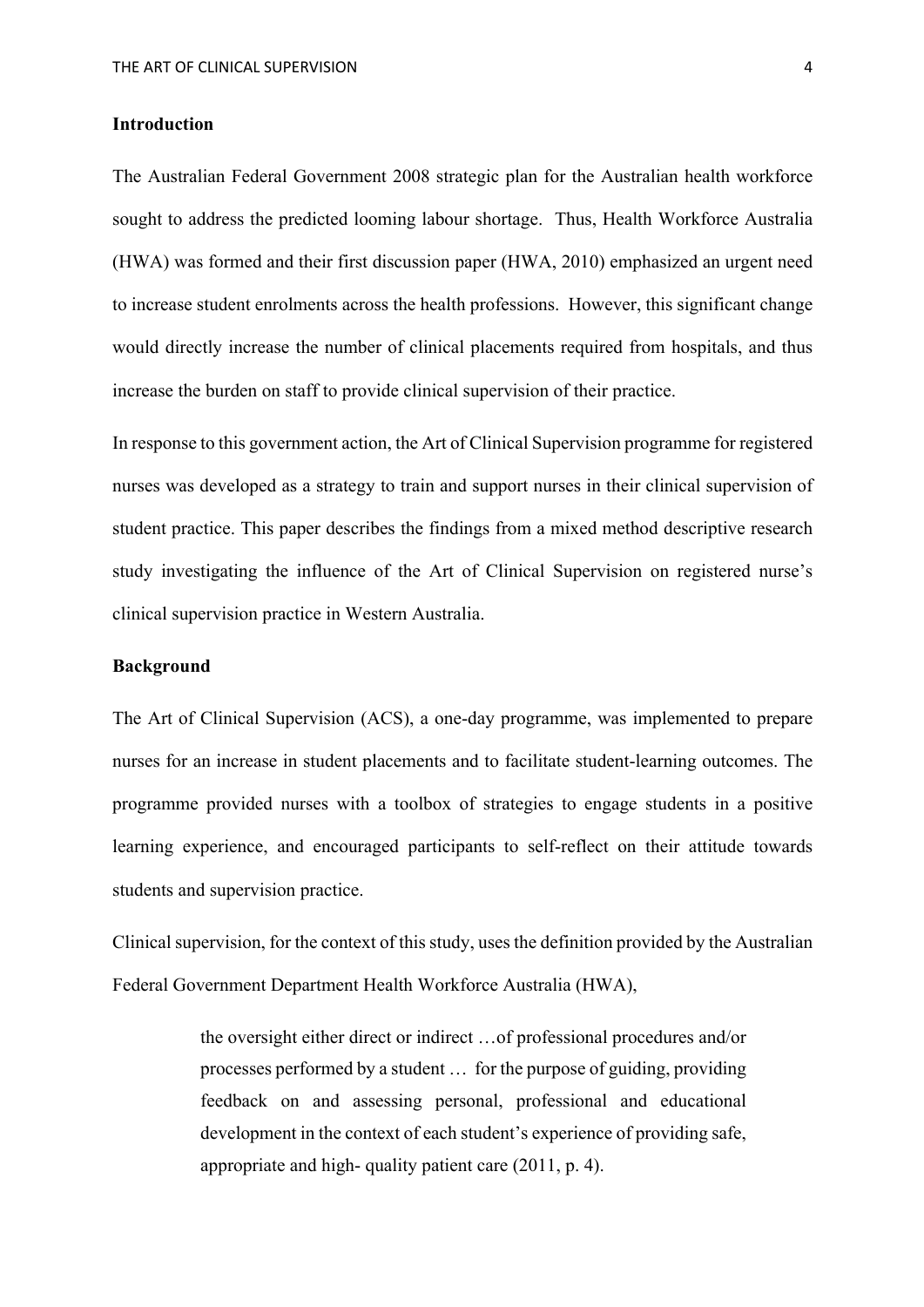## Introduction

The Australian Federal Government 2008 strategic plan for the Australian health workforce sought to address the predicted looming labour shortage. Thus, Health Workforce Australia (HWA) was formed and their first discussion paper (HWA, 2010) emphasized an urgent need to increase student enrolments across the health professions. However, this significant change would directly increase the number of clinical placements required from hospitals, and thus increase the burden on staff to provide clinical supervision of their practice.

In response to this government action, the Art of Clinical Supervision programme for registered nurses was developed as a strategy to train and support nurses in their clinical supervision of student practice. This paper describes the findings from a mixed method descriptive research study investigating the influence of the Art of Clinical Supervision on registered nurse's clinical supervision practice in Western Australia.

## Background

The Art of Clinical Supervision (ACS), a one-day programme, was implemented to prepare nurses for an increase in student placements and to facilitate student-learning outcomes. The programme provided nurses with a toolbox of strategies to engage students in a positive learning experience, and encouraged participants to self-reflect on their attitude towards students and supervision practice.

Clinical supervision, for the context of this study, uses the definition provided by the Australian Federal Government Department Health Workforce Australia (HWA),

> the oversight either direct or indirect …of professional procedures and/or processes performed by a student … for the purpose of guiding, providing feedback on and assessing personal, professional and educational development in the context of each student's experience of providing safe, appropriate and high- quality patient care (2011, p. 4).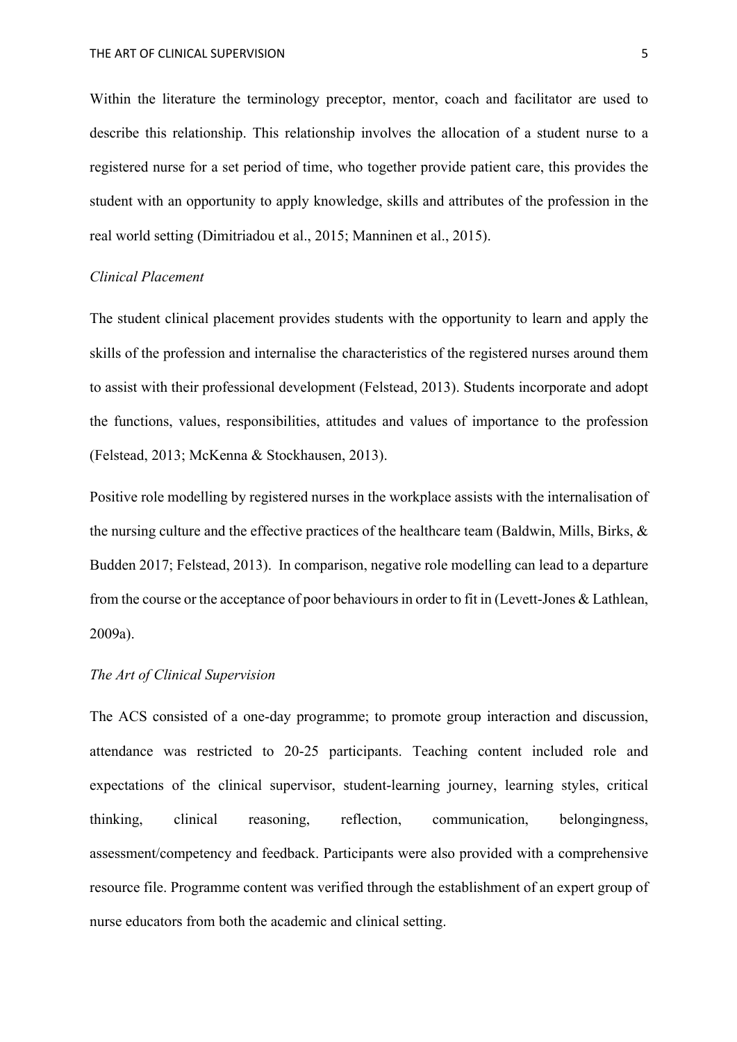Within the literature the terminology preceptor, mentor, coach and facilitator are used to describe this relationship. This relationship involves the allocation of a student nurse to a registered nurse for a set period of time, who together provide patient care, this provides the student with an opportunity to apply knowledge, skills and attributes of the profession in the real world setting (Dimitriadou et al., 2015; Manninen et al., 2015).

### *Clinical Placement*

The student clinical placement provides students with the opportunity to learn and apply the skills of the profession and internalise the characteristics of the registered nurses around them to assist with their professional development (Felstead, 2013). Students incorporate and adopt the functions, values, responsibilities, attitudes and values of importance to the profession (Felstead, 2013; McKenna & Stockhausen, 2013).

Positive role modelling by registered nurses in the workplace assists with the internalisation of the nursing culture and the effective practices of the healthcare team (Baldwin, Mills, Birks, & Budden 2017; Felstead, 2013). In comparison, negative role modelling can lead to a departure from the course or the acceptance of poor behaviours in order to fit in (Levett-Jones & Lathlean, 2009a).

### *The Art of Clinical Supervision*

The ACS consisted of a one-day programme; to promote group interaction and discussion, attendance was restricted to 20-25 participants. Teaching content included role and expectations of the clinical supervisor, student-learning journey, learning styles, critical thinking, clinical reasoning, reflection, communication, belongingness, assessment/competency and feedback. Participants were also provided with a comprehensive resource file. Programme content was verified through the establishment of an expert group of nurse educators from both the academic and clinical setting.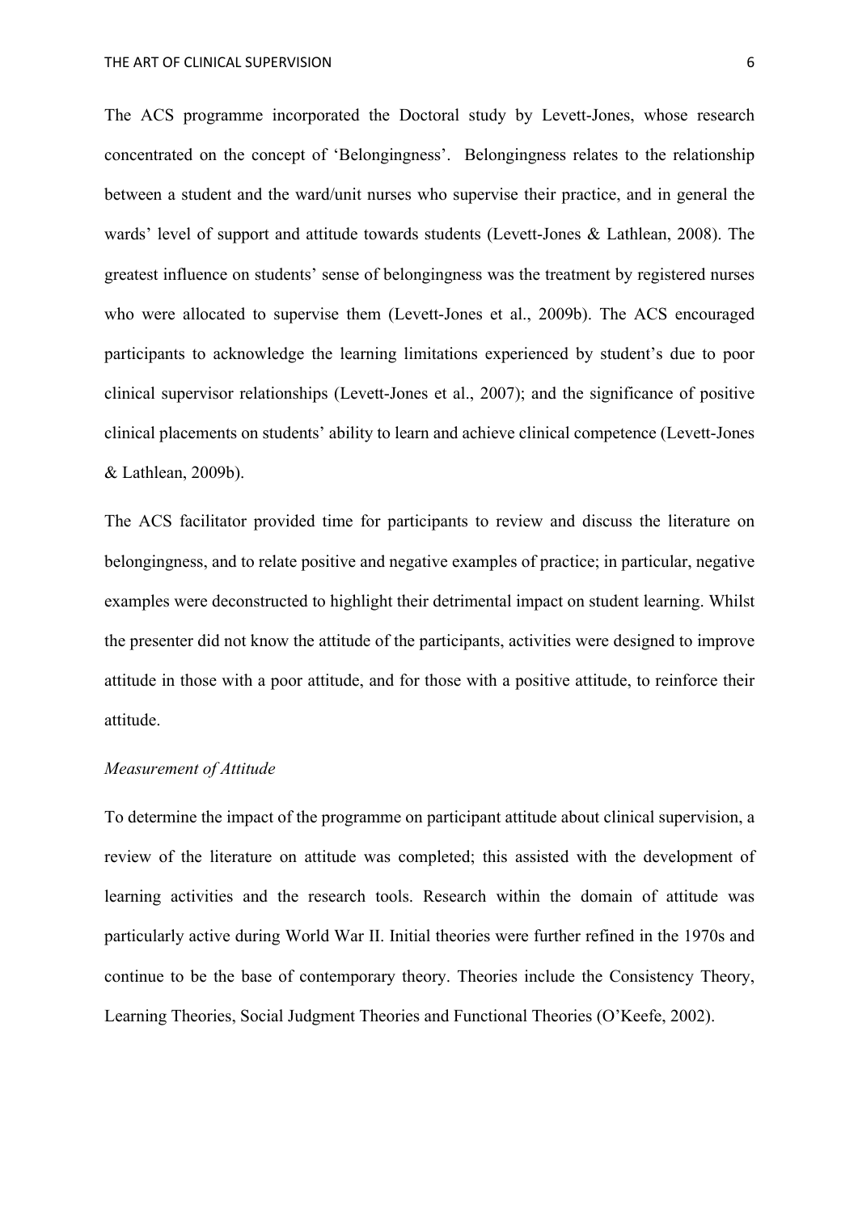The ACS programme incorporated the Doctoral study by Levett-Jones, whose research concentrated on the concept of 'Belongingness'. Belongingness relates to the relationship between a student and the ward/unit nurses who supervise their practice, and in general the wards' level of support and attitude towards students (Levett-Jones & Lathlean, 2008). The greatest influence on students' sense of belongingness was the treatment by registered nurses who were allocated to supervise them (Levett-Jones et al., 2009b). The ACS encouraged participants to acknowledge the learning limitations experienced by student's due to poor clinical supervisor relationships (Levett-Jones et al., 2007); and the significance of positive clinical placements on students' ability to learn and achieve clinical competence (Levett-Jones & Lathlean, 2009b).

The ACS facilitator provided time for participants to review and discuss the literature on belongingness, and to relate positive and negative examples of practice; in particular, negative examples were deconstructed to highlight their detrimental impact on student learning. Whilst the presenter did not know the attitude of the participants, activities were designed to improve attitude in those with a poor attitude, and for those with a positive attitude, to reinforce their attitude.

*Measurement of Attitude*

To determine the impact of the programme on participant attitude about clinical supervision, a review of the literature on attitude was completed; this assisted with the development of learning activities and the research tools. Research within the domain of attitude was particularly active during World War II. Initial theories were further refined in the 1970s and continue to be the base of contemporary theory. Theories include the Consistency Theory, Learning Theories, Social Judgment Theories and Functional Theories (O'Keefe, 2002).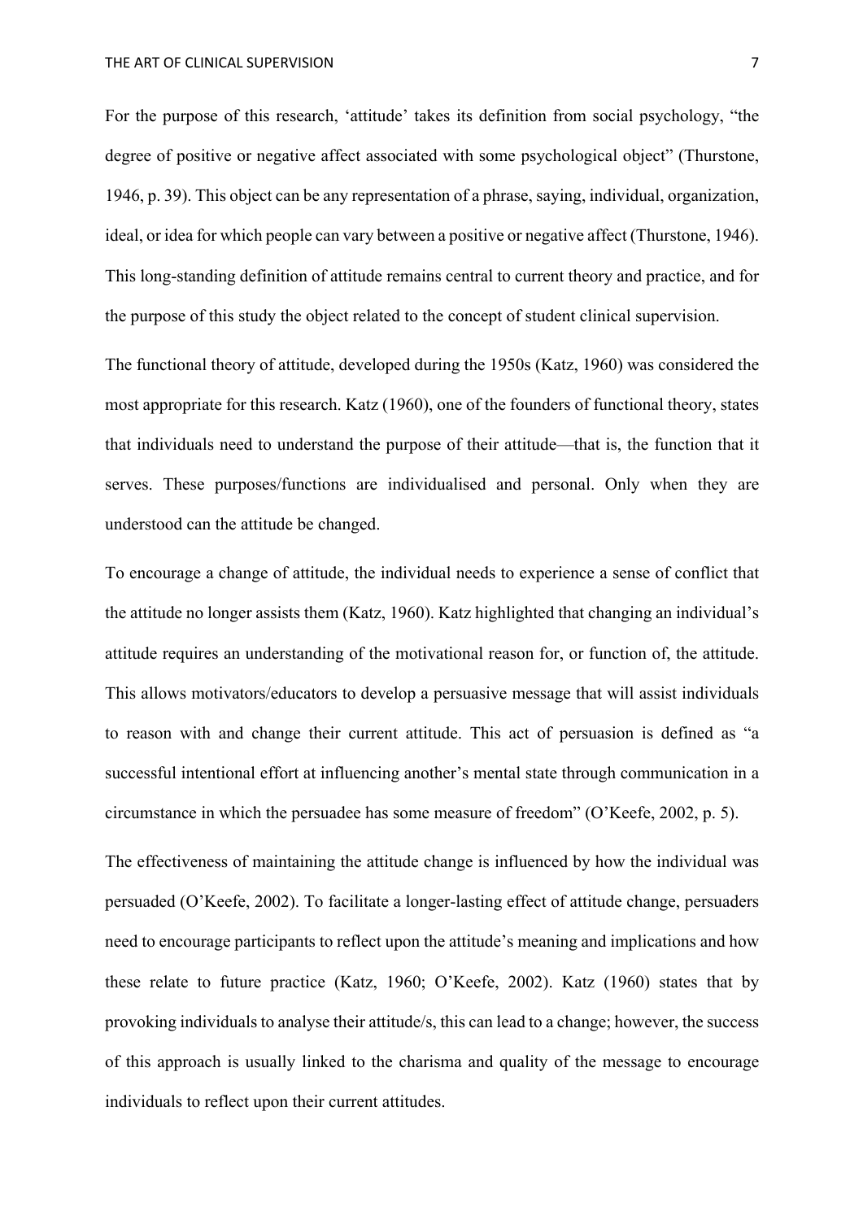For the purpose of this research, 'attitude' takes its definition from social psychology, "the degree of positive or negative affect associated with some psychological object" (Thurstone, 1946, p. 39). This object can be any representation of a phrase, saying, individual, organization, ideal, or idea for which people can vary between a positive or negative affect (Thurstone, 1946). This long-standing definition of attitude remains central to current theory and practice, and for the purpose of this study the object related to the concept of student clinical supervision.

The functional theory of attitude, developed during the 1950s (Katz, 1960) was considered the most appropriate for this research. Katz (1960), one of the founders of functional theory, states that individuals need to understand the purpose of their attitude—that is, the function that it serves. These purposes/functions are individualised and personal. Only when they are understood can the attitude be changed.

To encourage a change of attitude, the individual needs to experience a sense of conflict that the attitude no longer assists them (Katz, 1960). Katz highlighted that changing an individual's attitude requires an understanding of the motivational reason for, or function of, the attitude. This allows motivators/educators to develop a persuasive message that will assist individuals to reason with and change their current attitude. This act of persuasion is defined as "a successful intentional effort at influencing another's mental state through communication in a circumstance in which the persuadee has some measure of freedom" (O'Keefe, 2002, p. 5).

The effectiveness of maintaining the attitude change is influenced by how the individual was persuaded (O'Keefe, 2002). To facilitate a longer-lasting effect of attitude change, persuaders need to encourage participants to reflect upon the attitude's meaning and implications and how these relate to future practice (Katz, 1960; O'Keefe, 2002). Katz (1960) states that by provoking individuals to analyse their attitude/s, this can lead to a change; however, the success of this approach is usually linked to the charisma and quality of the message to encourage individuals to reflect upon their current attitudes.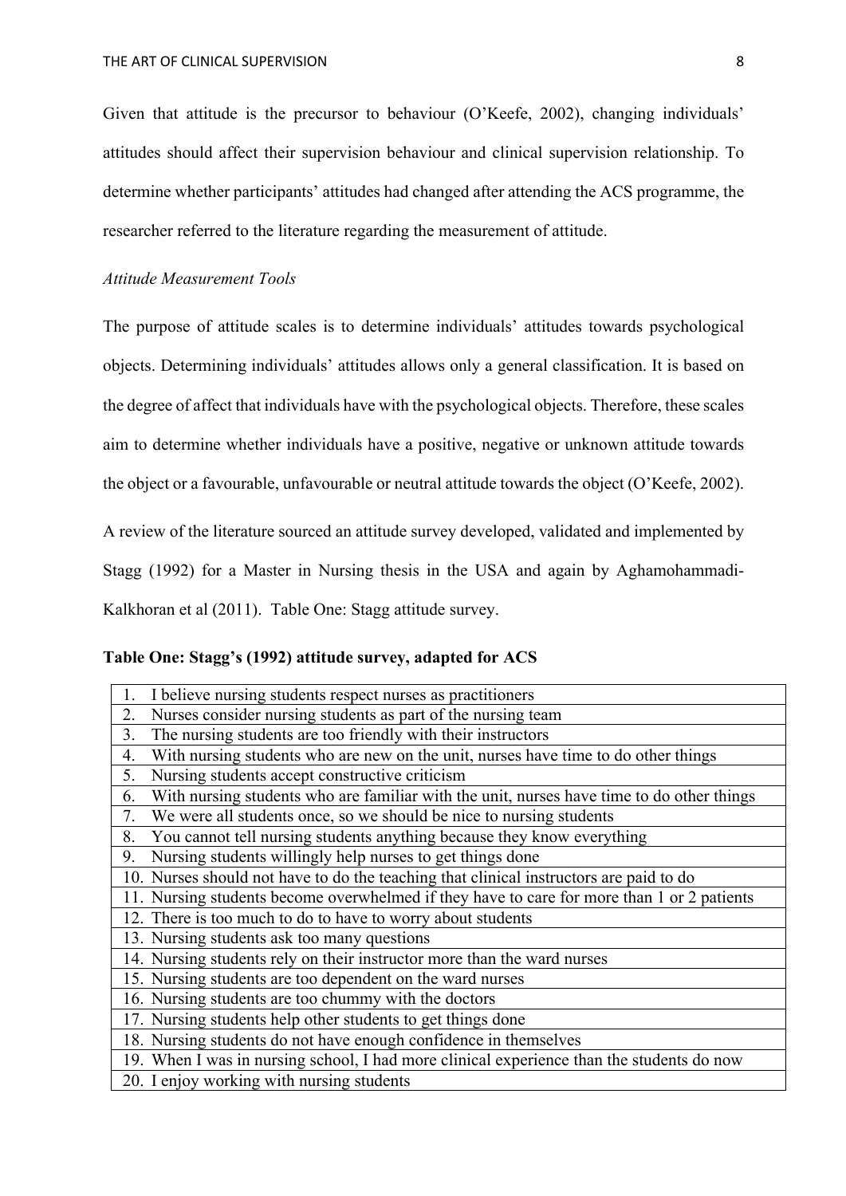Given that attitude is the precursor to behaviour (O'Keefe, 2002), changing individuals' attitudes should affect their supervision behaviour and clinical supervision relationship. To determine whether participants' attitudes had changed after attending the ACS programme, the researcher referred to the literature regarding the measurement of attitude.

*Attitude Measurement Tools*

The purpose of attitude scales is to determine individuals' attitudes towards psychological objects. Determining individuals' attitudes allows only a general classification. It is based on the degree of affect that individuals have with the psychological objects. Therefore, these scales aim to determine whether individuals have a positive, negative or unknown attitude towards the object or a favourable, unfavourable or neutral attitude towards the object (O'Keefe, 2002).

A review of the literature sourced an attitude survey developed, validated and implemented by Stagg (1992) for a Master in Nursing thesis in the USA and again by Aghamohammadi-Kalkhoran et al (2011). Table One: Stagg attitude survey.

**Table One: Stagg's (1992) attitude survey, adapted for ACS**

| |
|---|
| 1. I believe nursing students respect nurses as practitioners |
| 2. Nurses consider nursing students as part of the nursing team |
| 3. The nursing students are too friendly with their instructors |
| 4. With nursing students who are new on the unit, nurses have time to do other things |
| 5. Nursing students accept constructive criticism |
| 6. With nursing students who are familiar with the unit, nurses have time to do other things |
| 7. We were all students once, so we should be nice to nursing students |
| 8. You cannot tell nursing students anything because they know everything |
| 9. Nursing students willingly help nurses to get things done |
| 10. Nurses should not have to do the teaching that clinical instructors are paid to do |
| 11. Nursing students become overwhelmed if they have to care for more than 1 or 2 patients |
| 12. There is too much to do to have to worry about students |
| 13. Nursing students ask too many questions |
| 14. Nursing students rely on their instructor more than the ward nurses |
| 15. Nursing students are too dependent on the ward nurses |
| 16. Nursing students are too chummy with the doctors |
| 17. Nursing students help other students to get things done |
| 18. Nursing students do not have enough confidence in themselves |
| 19. When I was in nursing school, I had more clinical experience than the students do now |
| 20. I enjoy working with nursing students |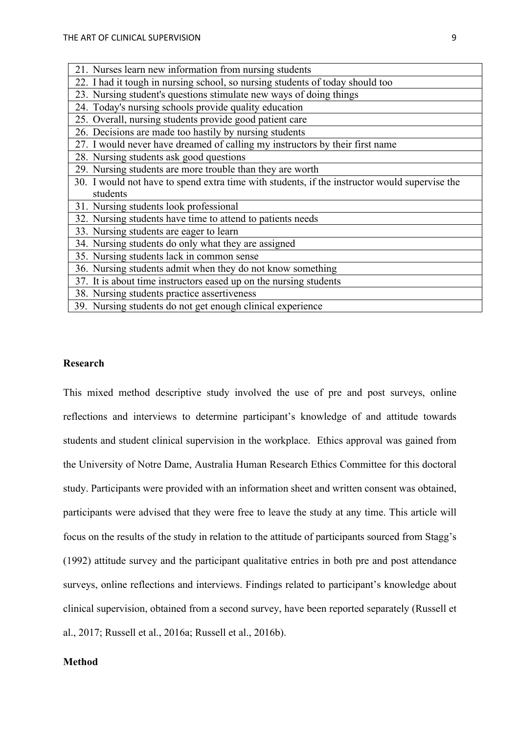| |
|---|
| 21. Nurses learn new information from nursing students |
| 22. I had it tough in nursing school, so nursing students of today should too |
| 23. Nursing student's questions stimulate new ways of doing things |
| 24. Today's nursing schools provide quality education |
| 25. Overall, nursing students provide good patient care |
| 26. Decisions are made too hastily by nursing students |
| 27. I would never have dreamed of calling my instructors by their first name |
| 28. Nursing students ask good questions |
| 29. Nursing students are more trouble than they are worth |
| 30. I would not have to spend extra time with students, if the instructor would supervise the students |
| 31. Nursing students look professional |
| 32. Nursing students have time to attend to patients needs |
| 33. Nursing students are eager to learn |
| 34. Nursing students do only what they are assigned |
| 35. Nursing students lack in common sense |
| 36. Nursing students admit when they do not know something |
| 37. It is about time instructors eased up on the nursing students |
| 38. Nursing students practice assertiveness |
| 39. Nursing students do not get enough clinical experience |

**Research**

This mixed method descriptive study involved the use of pre and post surveys, online reflections and interviews to determine participant's knowledge of and attitude towards students and student clinical supervision in the workplace. Ethics approval was gained from the University of Notre Dame, Australia Human Research Ethics Committee for this doctoral study. Participants were provided with an information sheet and written consent was obtained, participants were advised that they were free to leave the study at any time. This article will focus on the results of the study in relation to the attitude of participants sourced from Stagg's (1992) attitude survey and the participant qualitative entries in both pre and post attendance surveys, online reflections and interviews. Findings related to participant's knowledge about clinical supervision, obtained from a second survey, have been reported separately (Russell et al., 2017; Russell et al., 2016a; Russell et al., 2016b).

**Method**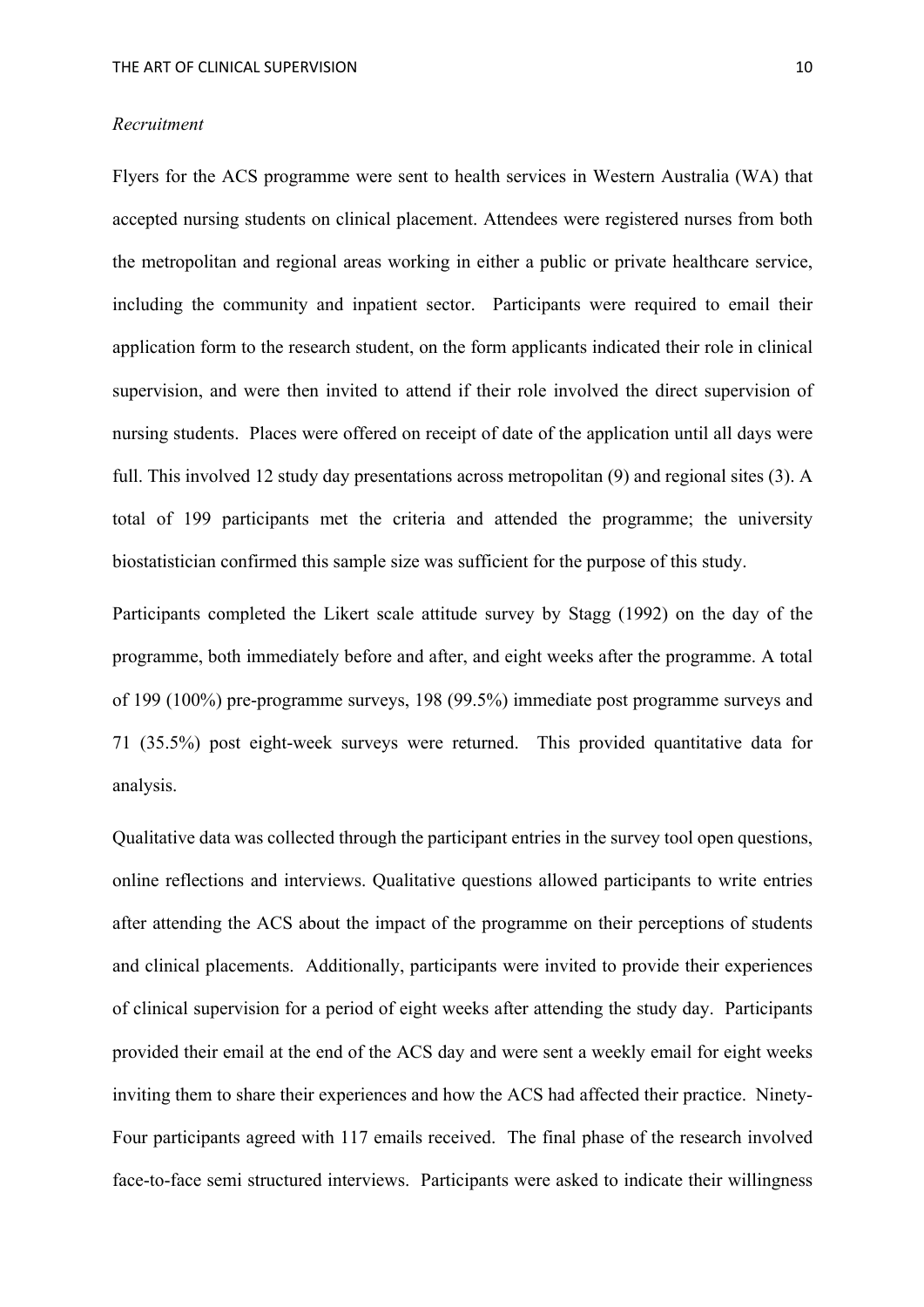*Recruitment*

Flyers for the ACS programme were sent to health services in Western Australia (WA) that accepted nursing students on clinical placement. Attendees were registered nurses from both the metropolitan and regional areas working in either a public or private healthcare service, including the community and inpatient sector. Participants were required to email their application form to the research student, on the form applicants indicated their role in clinical supervision, and were then invited to attend if their role involved the direct supervision of nursing students. Places were offered on receipt of date of the application until all days were full. This involved 12 study day presentations across metropolitan (9) and regional sites (3). A total of 199 participants met the criteria and attended the programme; the university biostatistician confirmed this sample size was sufficient for the purpose of this study.

Participants completed the Likert scale attitude survey by Stagg (1992) on the day of the programme, both immediately before and after, and eight weeks after the programme. A total of 199 (100%) pre-programme surveys, 198 (99.5%) immediate post programme surveys and 71 (35.5%) post eight-week surveys were returned. This provided quantitative data for analysis.

Qualitative data was collected through the participant entries in the survey tool open questions, online reflections and interviews. Qualitative questions allowed participants to write entries after attending the ACS about the impact of the programme on their perceptions of students and clinical placements. Additionally, participants were invited to provide their experiences of clinical supervision for a period of eight weeks after attending the study day. Participants provided their email at the end of the ACS day and were sent a weekly email for eight weeks inviting them to share their experiences and how the ACS had affected their practice. Ninety-Four participants agreed with 117 emails received. The final phase of the research involved face-to-face semi structured interviews. Participants were asked to indicate their willingness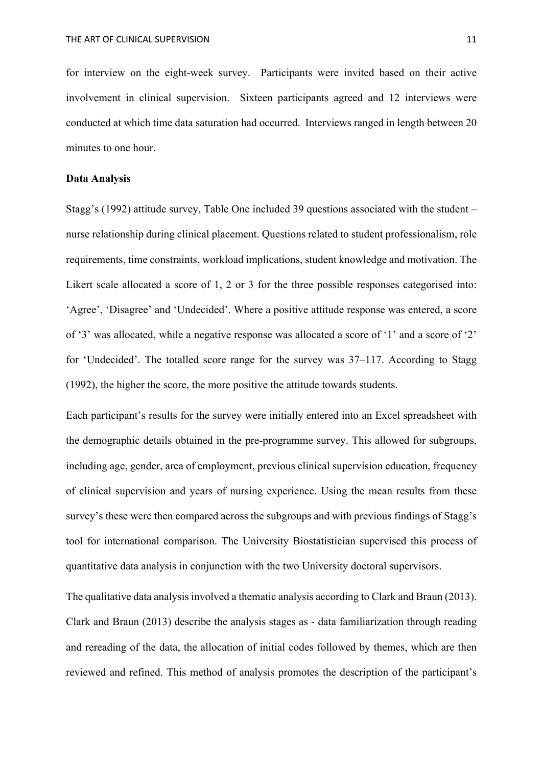for interview on the eight-week survey. Participants were invited based on their active involvement in clinical supervision. Sixteen participants agreed and 12 interviews were conducted at which time data saturation had occurred. Interviews ranged in length between 20 minutes to one hour.

**Data Analysis**

Stagg's (1992) attitude survey, Table One included 39 questions associated with the student – nurse relationship during clinical placement. Questions related to student professionalism, role requirements, time constraints, workload implications, student knowledge and motivation. The Likert scale allocated a score of 1, 2 or 3 for the three possible responses categorised into: 'Agree', 'Disagree' and 'Undecided'. Where a positive attitude response was entered, a score of '3' was allocated, while a negative response was allocated a score of '1' and a score of '2' for 'Undecided'. The totalled score range for the survey was 37–117. According to Stagg (1992), the higher the score, the more positive the attitude towards students.

Each participant's results for the survey were initially entered into an Excel spreadsheet with the demographic details obtained in the pre-programme survey. This allowed for subgroups, including age, gender, area of employment, previous clinical supervision education, frequency of clinical supervision and years of nursing experience. Using the mean results from these survey's these were then compared across the subgroups and with previous findings of Stagg's tool for international comparison. The University Biostatistician supervised this process of quantitative data analysis in conjunction with the two University doctoral supervisors.

The qualitative data analysis involved a thematic analysis according to Clark and Braun (2013). Clark and Braun (2013) describe the analysis stages as - data familiarization through reading and rereading of the data, the allocation of initial codes followed by themes, which are then reviewed and refined. This method of analysis promotes the description of the participant's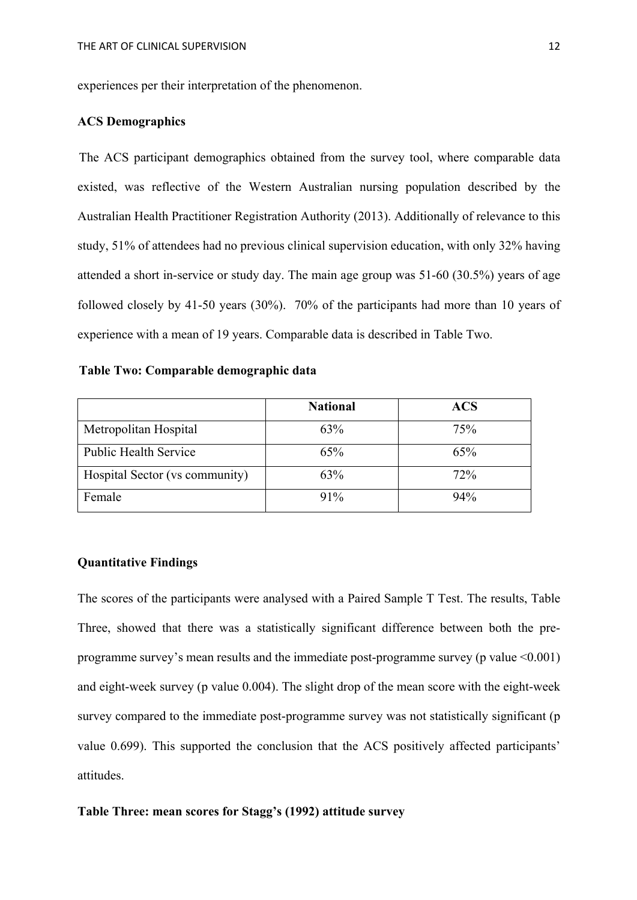experiences per their interpretation of the phenomenon.

**ACS Demographics**

The ACS participant demographics obtained from the survey tool, where comparable data existed, was reflective of the Western Australian nursing population described by the Australian Health Practitioner Registration Authority (2013). Additionally of relevance to this study, 51% of attendees had no previous clinical supervision education, with only 32% having attended a short in-service or study day. The main age group was 51-60 (30.5%) years of age followed closely by 41-50 years (30%). 70% of the participants had more than 10 years of experience with a mean of 19 years. Comparable data is described in Table Two.

**Table Two: Comparable demographic data**

| | National | ACS |
|---|---|---|
| Metropolitan Hospital | 63% | 75% |
| Public Health Service | 65% | 65% |
| Hospital Sector (vs community) | 63% | 72% |
| Female | 91% | 94% |

**Quantitative Findings**

The scores of the participants were analysed with a Paired Sample T Test. The results, Table Three, showed that there was a statistically significant difference between both the pre-programme survey's mean results and the immediate post-programme survey (p value <0.001) and eight-week survey (p value 0.004). The slight drop of the mean score with the eight-week survey compared to the immediate post-programme survey was not statistically significant (p value 0.699). This supported the conclusion that the ACS positively affected participants' attitudes.

**Table Three: mean scores for Stagg's (1992) attitude survey**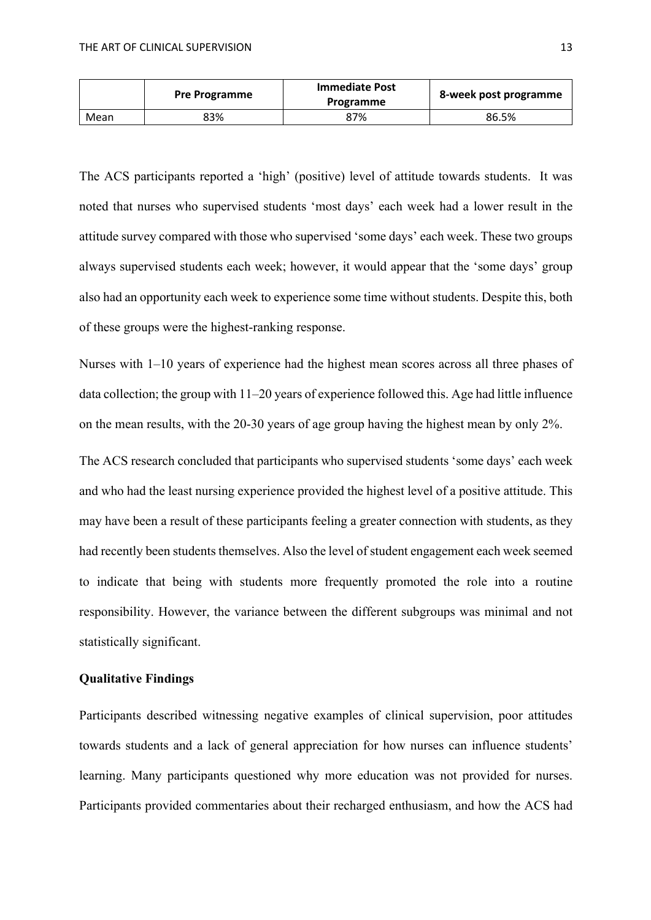| | Pre Programme | Immediate Post Programme | 8-week post programme |
|---|---|---|---|
| Mean | 83% | 87% | 86.5% |

The ACS participants reported a ‘high’ (positive) level of attitude towards students. It was noted that nurses who supervised students ‘most days’ each week had a lower result in the attitude survey compared with those who supervised ‘some days’ each week. These two groups always supervised students each week; however, it would appear that the ‘some days’ group also had an opportunity each week to experience some time without students. Despite this, both of these groups were the highest-ranking response.

Nurses with 1–10 years of experience had the highest mean scores across all three phases of data collection; the group with 11–20 years of experience followed this. Age had little influence on the mean results, with the 20-30 years of age group having the highest mean by only 2%.

The ACS research concluded that participants who supervised students ‘some days’ each week and who had the least nursing experience provided the highest level of a positive attitude. This may have been a result of these participants feeling a greater connection with students, as they had recently been students themselves. Also the level of student engagement each week seemed to indicate that being with students more frequently promoted the role into a routine responsibility. However, the variance between the different subgroups was minimal and not statistically significant.

**Qualitative Findings**

Participants described witnessing negative examples of clinical supervision, poor attitudes towards students and a lack of general appreciation for how nurses can influence students' learning. Many participants questioned why more education was not provided for nurses. Participants provided commentaries about their recharged enthusiasm, and how the ACS had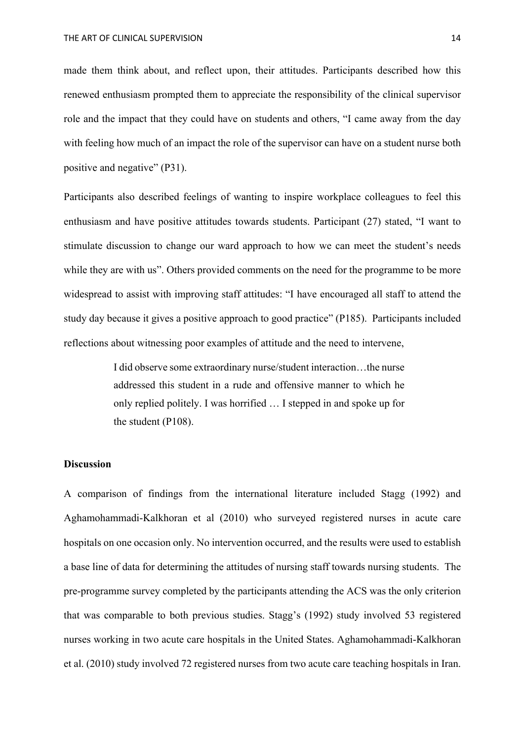made them think about, and reflect upon, their attitudes. Participants described how this renewed enthusiasm prompted them to appreciate the responsibility of the clinical supervisor role and the impact that they could have on students and others, "I came away from the day with feeling how much of an impact the role of the supervisor can have on a student nurse both positive and negative" (P31).

Participants also described feelings of wanting to inspire workplace colleagues to feel this enthusiasm and have positive attitudes towards students. Participant (27) stated, "I want to stimulate discussion to change our ward approach to how we can meet the student's needs while they are with us". Others provided comments on the need for the programme to be more widespread to assist with improving staff attitudes: "I have encouraged all staff to attend the study day because it gives a positive approach to good practice" (P185). Participants included reflections about witnessing poor examples of attitude and the need to intervene,

> I did observe some extraordinary nurse/student interaction…the nurse addressed this student in a rude and offensive manner to which he only replied politely. I was horrified … I stepped in and spoke up for the student (P108).

**Discussion**

A comparison of findings from the international literature included Stagg (1992) and Aghamohammadi-Kalkhoran et al (2010) who surveyed registered nurses in acute care hospitals on one occasion only. No intervention occurred, and the results were used to establish a base line of data for determining the attitudes of nursing staff towards nursing students. The pre-programme survey completed by the participants attending the ACS was the only criterion that was comparable to both previous studies. Stagg's (1992) study involved 53 registered nurses working in two acute care hospitals in the United States. Aghamohammadi-Kalkhoran et al. (2010) study involved 72 registered nurses from two acute care teaching hospitals in Iran.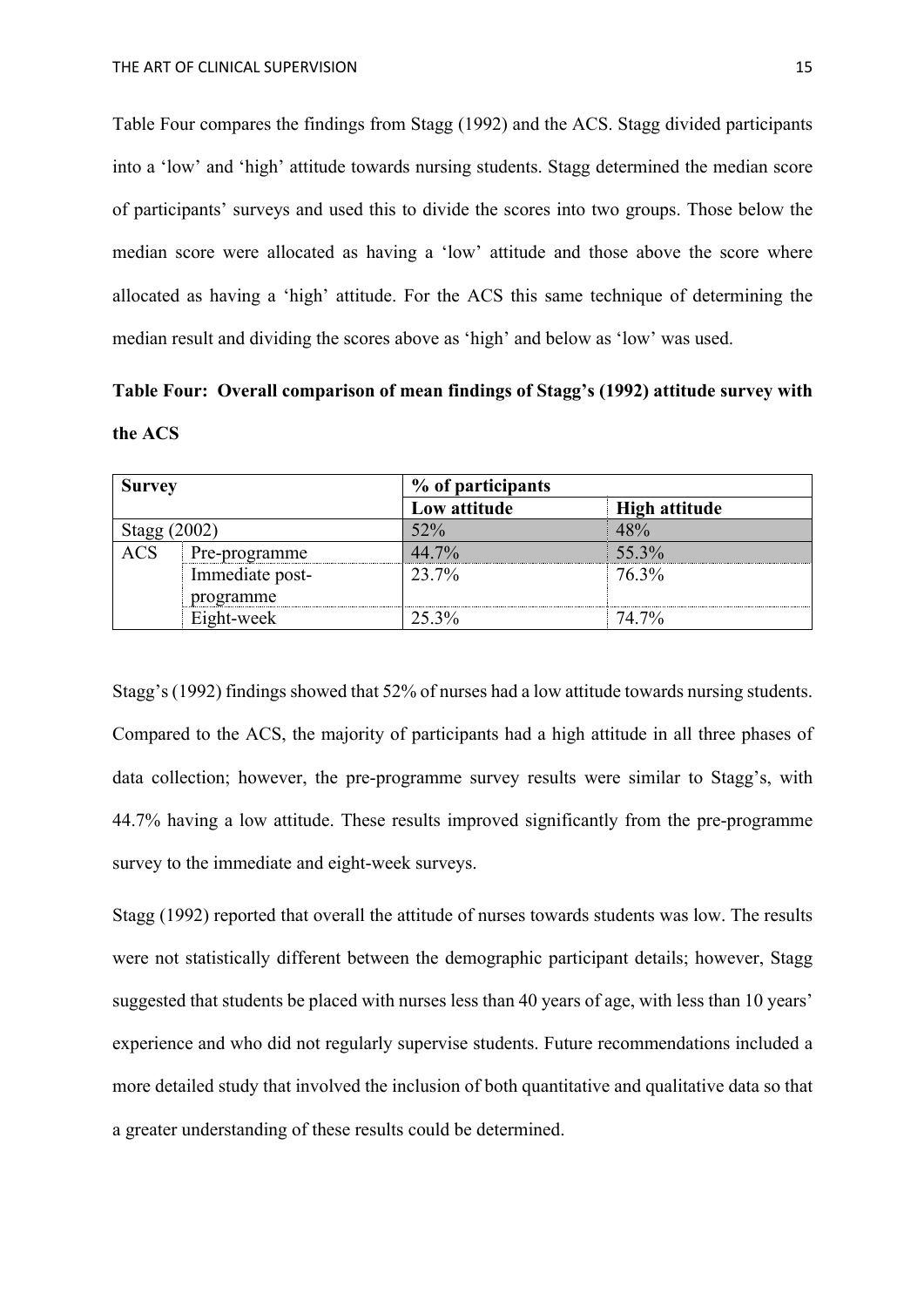Table Four compares the findings from Stagg (1992) and the ACS. Stagg divided participants into a 'low' and 'high' attitude towards nursing students. Stagg determined the median score of participants' surveys and used this to divide the scores into two groups. Those below the median score were allocated as having a 'low' attitude and those above the score where allocated as having a 'high' attitude. For the ACS this same technique of determining the median result and dividing the scores above as 'high' and below as 'low' was used.

**Table Four: Overall comparison of mean findings of Stagg's (1992) attitude survey with the ACS**

| Survey | | % of participants | |
|---|---|---|---|
| | | **Low attitude** | **High attitude** |
| Stagg (2002) | | 52% | 48% |
| ACS | Pre-programme | 44.7% | 55.3% |
| | Immediate post-programme | 23.7% | 76.3% |
| | Eight-week | 25.3% | 74.7% |

Stagg's (1992) findings showed that 52% of nurses had a low attitude towards nursing students. Compared to the ACS, the majority of participants had a high attitude in all three phases of data collection; however, the pre-programme survey results were similar to Stagg's, with 44.7% having a low attitude. These results improved significantly from the pre-programme survey to the immediate and eight-week surveys.

Stagg (1992) reported that overall the attitude of nurses towards students was low. The results were not statistically different between the demographic participant details; however, Stagg suggested that students be placed with nurses less than 40 years of age, with less than 10 years' experience and who did not regularly supervise students. Future recommendations included a more detailed study that involved the inclusion of both quantitative and qualitative data so that a greater understanding of these results could be determined.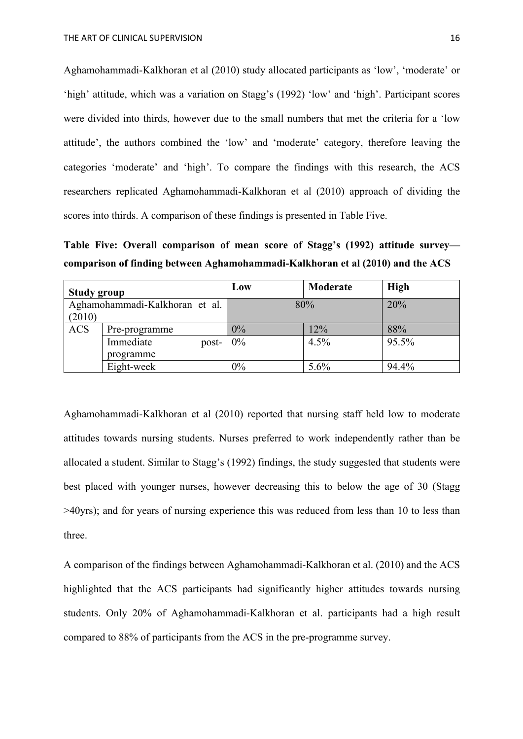Aghamohammadi-Kalkhoran et al (2010) study allocated participants as 'low', 'moderate' or 'high' attitude, which was a variation on Stagg's (1992) 'low' and 'high'. Participant scores were divided into thirds, however due to the small numbers that met the criteria for a 'low attitude', the authors combined the 'low' and 'moderate' category, therefore leaving the categories 'moderate' and 'high'. To compare the findings with this research, the ACS researchers replicated Aghamohammadi-Kalkhoran et al (2010) approach of dividing the scores into thirds. A comparison of these findings is presented in Table Five.

**Table Five: Overall comparison of mean score of Stagg's (1992) attitude survey—comparison of finding between Aghamohammadi-Kalkhoran et al (2010) and the ACS**

| Study group | | Low | Moderate | High |
|---|---|---|---|---|
| Aghamohammadi-Kalkhoran et al. (2010) | | 80% | | 20% |
| ACS | Pre-programme | 0% | 12% | 88% |
| | Immediate post-programme | 0% | 4.5% | 95.5% |
| | Eight-week | 0% | 5.6% | 94.4% |

Aghamohammadi-Kalkhoran et al (2010) reported that nursing staff held low to moderate attitudes towards nursing students. Nurses preferred to work independently rather than be allocated a student. Similar to Stagg's (1992) findings, the study suggested that students were best placed with younger nurses, however decreasing this to below the age of 30 (Stagg >40yrs); and for years of nursing experience this was reduced from less than 10 to less than three.

A comparison of the findings between Aghamohammadi-Kalkhoran et al. (2010) and the ACS highlighted that the ACS participants had significantly higher attitudes towards nursing students. Only 20% of Aghamohammadi-Kalkhoran et al. participants had a high result compared to 88% of participants from the ACS in the pre-programme survey.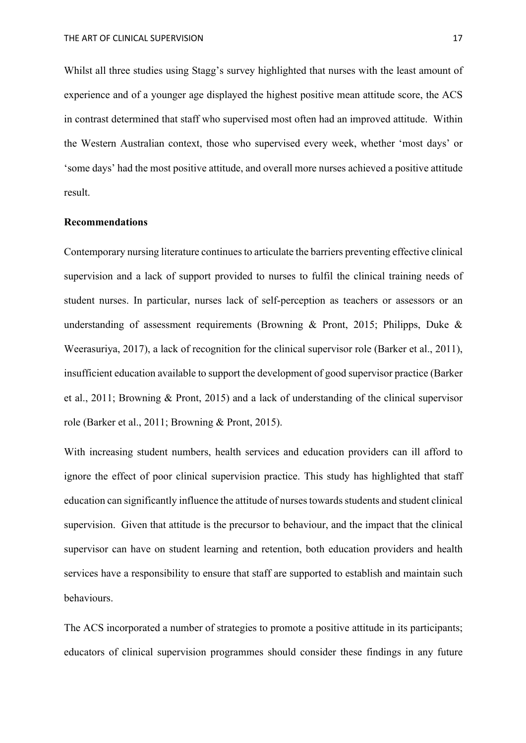Whilst all three studies using Stagg's survey highlighted that nurses with the least amount of experience and of a younger age displayed the highest positive mean attitude score, the ACS in contrast determined that staff who supervised most often had an improved attitude. Within the Western Australian context, those who supervised every week, whether 'most days' or 'some days' had the most positive attitude, and overall more nurses achieved a positive attitude result.

**Recommendations**

Contemporary nursing literature continues to articulate the barriers preventing effective clinical supervision and a lack of support provided to nurses to fulfil the clinical training needs of student nurses. In particular, nurses lack of self-perception as teachers or assessors or an understanding of assessment requirements (Browning & Pront, 2015; Philipps, Duke & Weerasuriya, 2017), a lack of recognition for the clinical supervisor role (Barker et al., 2011), insufficient education available to support the development of good supervisor practice (Barker et al., 2011; Browning & Pront, 2015) and a lack of understanding of the clinical supervisor role (Barker et al., 2011; Browning & Pront, 2015).

With increasing student numbers, health services and education providers can ill afford to ignore the effect of poor clinical supervision practice. This study has highlighted that staff education can significantly influence the attitude of nurses towards students and student clinical supervision. Given that attitude is the precursor to behaviour, and the impact that the clinical supervisor can have on student learning and retention, both education providers and health services have a responsibility to ensure that staff are supported to establish and maintain such behaviours.

The ACS incorporated a number of strategies to promote a positive attitude in its participants; educators of clinical supervision programmes should consider these findings in any future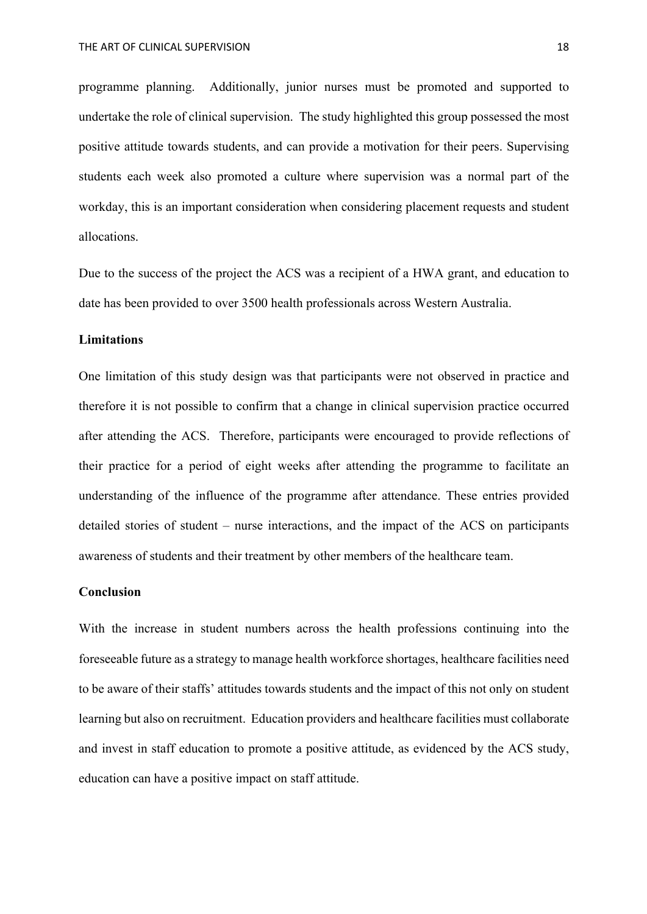programme planning. Additionally, junior nurses must be promoted and supported to undertake the role of clinical supervision. The study highlighted this group possessed the most positive attitude towards students, and can provide a motivation for their peers. Supervising students each week also promoted a culture where supervision was a normal part of the workday, this is an important consideration when considering placement requests and student allocations.

Due to the success of the project the ACS was a recipient of a HWA grant, and education to date has been provided to over 3500 health professionals across Western Australia.

**Limitations**

One limitation of this study design was that participants were not observed in practice and therefore it is not possible to confirm that a change in clinical supervision practice occurred after attending the ACS. Therefore, participants were encouraged to provide reflections of their practice for a period of eight weeks after attending the programme to facilitate an understanding of the influence of the programme after attendance. These entries provided detailed stories of student – nurse interactions, and the impact of the ACS on participants awareness of students and their treatment by other members of the healthcare team.

**Conclusion**

With the increase in student numbers across the health professions continuing into the foreseeable future as a strategy to manage health workforce shortages, healthcare facilities need to be aware of their staffs' attitudes towards students and the impact of this not only on student learning but also on recruitment. Education providers and healthcare facilities must collaborate and invest in staff education to promote a positive attitude, as evidenced by the ACS study, education can have a positive impact on staff attitude.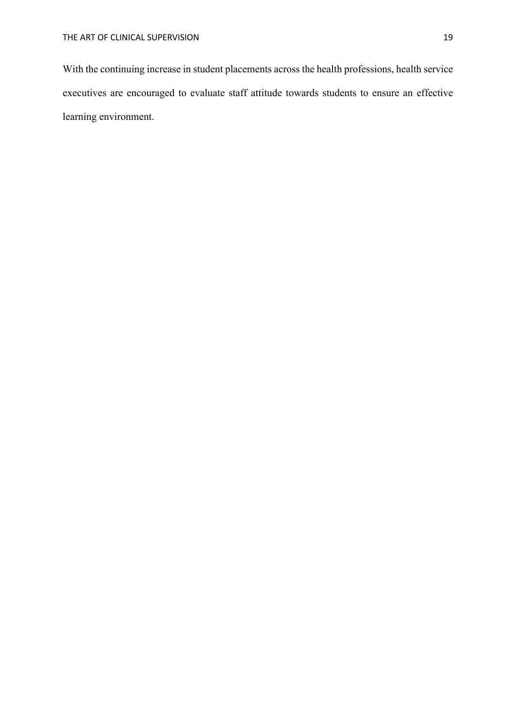With the continuing increase in student placements across the health professions, health service executives are encouraged to evaluate staff attitude towards students to ensure an effective learning environment.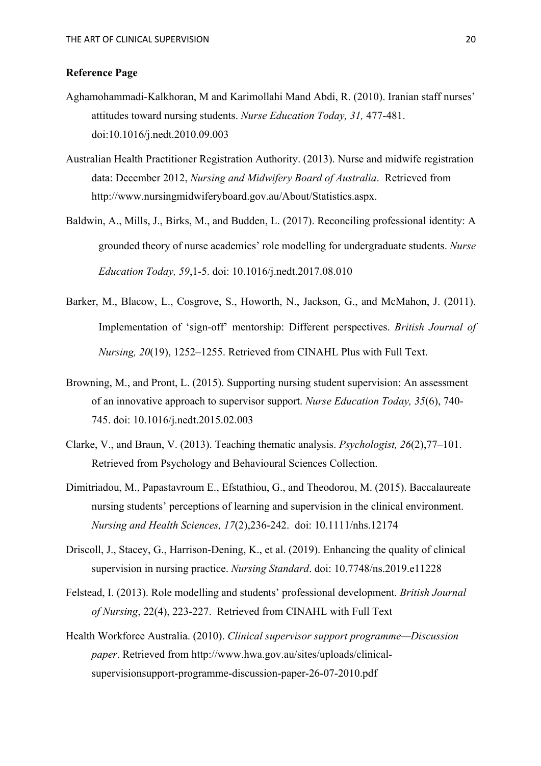**Reference Page**

Aghamohammadi-Kalkhoran, M and Karimollahi Mand Abdi, R. (2010). Iranian staff nurses' attitudes toward nursing students. *Nurse Education Today, 31,* 477-481. doi:10.1016/j.nedt.2010.09.003

Australian Health Practitioner Registration Authority. (2013). Nurse and midwife registration data: December 2012, *Nursing and Midwifery Board of Australia*. Retrieved from http://www.nursingmidwiferyboard.gov.au/About/Statistics.aspx.

Baldwin, A., Mills, J., Birks, M., and Budden, L. (2017). Reconciling professional identity: A grounded theory of nurse academics' role modelling for undergraduate students. *Nurse Education Today, 59*,1-5. doi: 10.1016/j.nedt.2017.08.010

Barker, M., Blacow, L., Cosgrove, S., Howorth, N., Jackson, G., and McMahon, J. (2011). Implementation of 'sign-off' mentorship: Different perspectives. *British Journal of Nursing, 20*(19), 1252–1255. Retrieved from CINAHL Plus with Full Text.

Browning, M., and Pront, L. (2015). Supporting nursing student supervision: An assessment of an innovative approach to supervisor support. *Nurse Education Today, 35*(6), 740-745. doi: 10.1016/j.nedt.2015.02.003

Clarke, V., and Braun, V. (2013). Teaching thematic analysis. *Psychologist, 26*(2),77–101. Retrieved from Psychology and Behavioural Sciences Collection.

Dimitriadou, M., Papastavroum E., Efstathiou, G., and Theodorou, M. (2015). Baccalaureate nursing students' perceptions of learning and supervision in the clinical environment. *Nursing and Health Sciences, 17*(2),236-242. doi: 10.1111/nhs.12174

Driscoll, J., Stacey, G., Harrison-Dening, K., et al. (2019). Enhancing the quality of clinical supervision in nursing practice. *Nursing Standard*. doi: 10.7748/ns.2019.e11228

Felstead, I. (2013). Role modelling and students' professional development. *British Journal of Nursing*, 22(4), 223-227. Retrieved from CINAHL with Full Text

Health Workforce Australia. (2010). *Clinical supervisor support programme—Discussion paper*. Retrieved from http://www.hwa.gov.au/sites/uploads/clinical-supervisionsupport-programme-discussion-paper-26-07-2010.pdf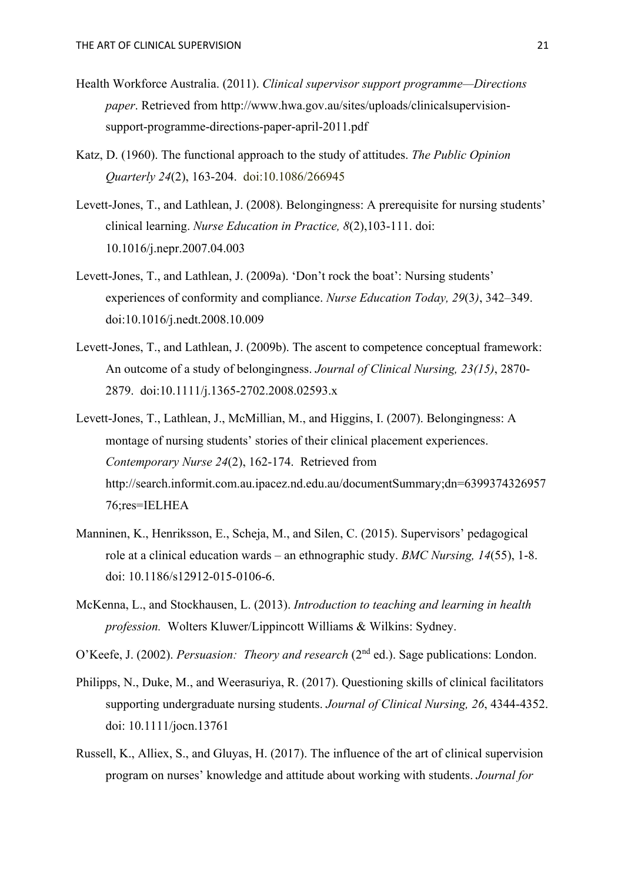Health Workforce Australia. (2011). *Clinical supervisor support programme—Directions paper*. Retrieved from http://www.hwa.gov.au/sites/uploads/clinicalsupervision-support-programme-directions-paper-april-2011.pdf

Katz, D. (1960). The functional approach to the study of attitudes. *The Public Opinion Quarterly 24*(2), 163-204. doi:10.1086/266945

Levett-Jones, T., and Lathlean, J. (2008). Belongingness: A prerequisite for nursing students' clinical learning. *Nurse Education in Practice, 8*(2),103-111. doi: 10.1016/j.nepr.2007.04.003

Levett-Jones, T., and Lathlean, J. (2009a). 'Don't rock the boat': Nursing students' experiences of conformity and compliance. *Nurse Education Today, 29*(3*)*, 342–349. doi:10.1016/j.nedt.2008.10.009

Levett-Jones, T., and Lathlean, J. (2009b). The ascent to competence conceptual framework: An outcome of a study of belongingness. *Journal of Clinical Nursing, 23(15)*, 2870-2879. doi:10.1111/j.1365-2702.2008.02593.x

Levett-Jones, T., Lathlean, J., McMillian, M., and Higgins, I. (2007). Belongingness: A montage of nursing students' stories of their clinical placement experiences. *Contemporary Nurse 24*(2), 162-174. Retrieved from http://search.informit.com.au.ipacez.nd.edu.au/documentSummary;dn=639937432695776;res=IELHEA

Manninen, K., Henriksson, E., Scheja, M., and Silen, C. (2015). Supervisors' pedagogical role at a clinical education wards – an ethnographic study. *BMC Nursing, 14*(55), 1-8. doi: 10.1186/s12912-015-0106-6.

McKenna, L., and Stockhausen, L. (2013). *Introduction to teaching and learning in health profession.* Wolters Kluwer/Lippincott Williams & Wilkins: Sydney.

O'Keefe, J. (2002). *Persuasion: Theory and research* (2nd ed.). Sage publications: London.

Philipps, N., Duke, M., and Weerasuriya, R. (2017). Questioning skills of clinical facilitators supporting undergraduate nursing students. *Journal of Clinical Nursing, 26*, 4344-4352. doi: 10.1111/jocn.13761

Russell, K., Alliex, S., and Gluyas, H. (2017). The influence of the art of clinical supervision program on nurses' knowledge and attitude about working with students. *Journal for*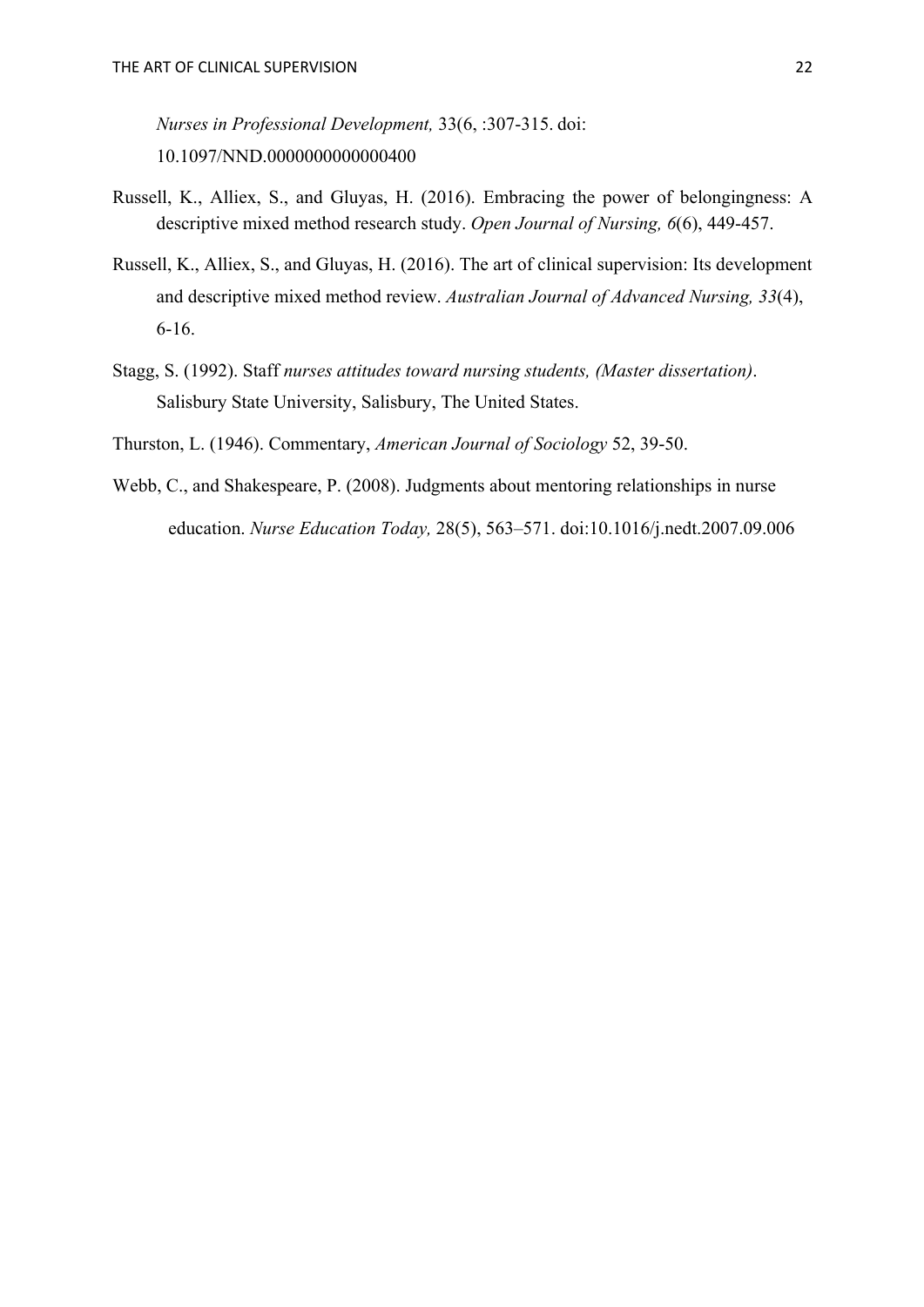*Nurses in Professional Development,* 33(6, :307-315. doi: 10.1097/NND.0000000000000400

Russell, K., Alliex, S., and Gluyas, H. (2016). Embracing the power of belongingness: A descriptive mixed method research study. *Open Journal of Nursing, 6*(6), 449-457.

Russell, K., Alliex, S., and Gluyas, H. (2016). The art of clinical supervision: Its development and descriptive mixed method review. *Australian Journal of Advanced Nursing, 33*(4), 6-16.

Stagg, S. (1992). Staff *nurses attitudes toward nursing students, (Master dissertation)*. Salisbury State University, Salisbury, The United States.

Thurston, L. (1946). Commentary, *American Journal of Sociology* 52, 39-50.

Webb, C., and Shakespeare, P. (2008). Judgments about mentoring relationships in nurse education. *Nurse Education Today,* 28(5), 563–571. doi:10.1016/j.nedt.2007.09.006